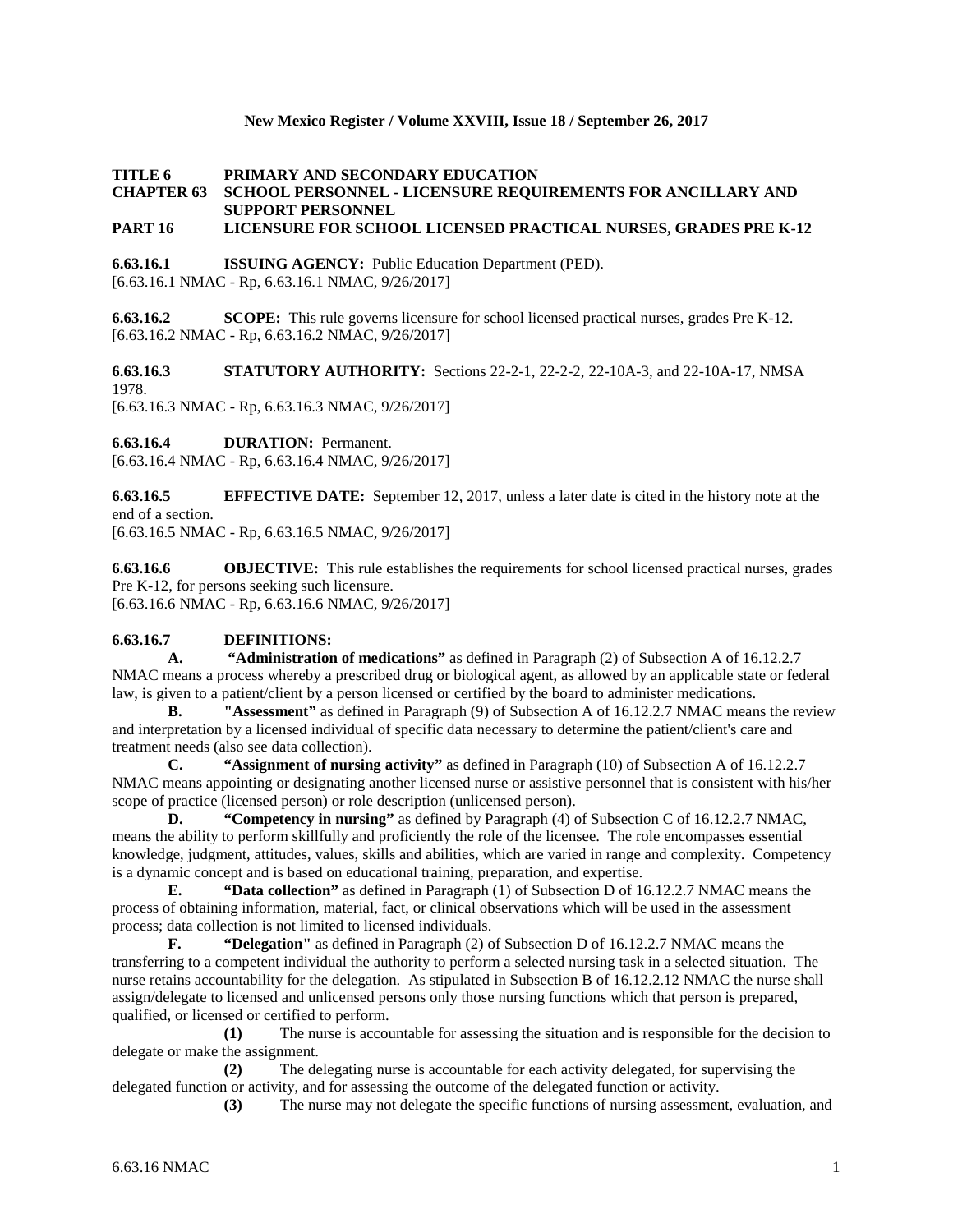**TITLE 6 PRIMARY AND SECONDARY EDUCATION**
**CHAPTER 63 SCHOOL PERSONNEL - LICENSURE REQUIREMENTS FOR ANCILLARY AND SUPPORT PERSONNEL**
**PART 16 LICENSURE FOR SCHOOL LICENSED PRACTICAL NURSES, GRADES PRE K-12**

**6.63.16.1 ISSUING AGENCY:** Public Education Department (PED).
[6.63.16.1 NMAC - Rp, 6.63.16.1 NMAC, 9/26/2017]

**6.63.16.2 SCOPE:** This rule governs licensure for school licensed practical nurses, grades Pre K-12.
[6.63.16.2 NMAC - Rp, 6.63.16.2 NMAC, 9/26/2017]

**6.63.16.3 STATUTORY AUTHORITY:** Sections 22-2-1, 22-2-2, 22-10A-3, and 22-10A-17, NMSA 1978.
[6.63.16.3 NMAC - Rp, 6.63.16.3 NMAC, 9/26/2017]

**6.63.16.4 DURATION:** Permanent.
[6.63.16.4 NMAC - Rp, 6.63.16.4 NMAC, 9/26/2017]

**6.63.16.5 EFFECTIVE DATE:** September 12, 2017, unless a later date is cited in the history note at the end of a section.
[6.63.16.5 NMAC - Rp, 6.63.16.5 NMAC, 9/26/2017]

**6.63.16.6 OBJECTIVE:** This rule establishes the requirements for school licensed practical nurses, grades Pre K-12, for persons seeking such licensure.
[6.63.16.6 NMAC - Rp, 6.63.16.6 NMAC, 9/26/2017]

**6.63.16.7 DEFINITIONS:**

**A. "Administration of medications"** as defined in Paragraph (2) of Subsection A of 16.12.2.7 NMAC means a process whereby a prescribed drug or biological agent, as allowed by an applicable state or federal law, is given to a patient/client by a person licensed or certified by the board to administer medications.

**B. "Assessment"** as defined in Paragraph (9) of Subsection A of 16.12.2.7 NMAC means the review and interpretation by a licensed individual of specific data necessary to determine the patient/client's care and treatment needs (also see data collection).

**C. "Assignment of nursing activity"** as defined in Paragraph (10) of Subsection A of 16.12.2.7 NMAC means appointing or designating another licensed nurse or assistive personnel that is consistent with his/her scope of practice (licensed person) or role description (unlicensed person).

**D. "Competency in nursing"** as defined by Paragraph (4) of Subsection C of 16.12.2.7 NMAC, means the ability to perform skillfully and proficiently the role of the licensee. The role encompasses essential knowledge, judgment, attitudes, values, skills and abilities, which are varied in range and complexity. Competency is a dynamic concept and is based on educational training, preparation, and expertise.

**E. "Data collection"** as defined in Paragraph (1) of Subsection D of 16.12.2.7 NMAC means the process of obtaining information, material, fact, or clinical observations which will be used in the assessment process; data collection is not limited to licensed individuals.

**F. "Delegation"** as defined in Paragraph (2) of Subsection D of 16.12.2.7 NMAC means the transferring to a competent individual the authority to perform a selected nursing task in a selected situation. The nurse retains accountability for the delegation. As stipulated in Subsection B of 16.12.2.12 NMAC the nurse shall assign/delegate to licensed and unlicensed persons only those nursing functions which that person is prepared, qualified, or licensed or certified to perform.

**(1)** The nurse is accountable for assessing the situation and is responsible for the decision to delegate or make the assignment.

**(2)** The delegating nurse is accountable for each activity delegated, for supervising the delegated function or activity, and for assessing the outcome of the delegated function or activity.

**(3)** The nurse may not delegate the specific functions of nursing assessment, evaluation, and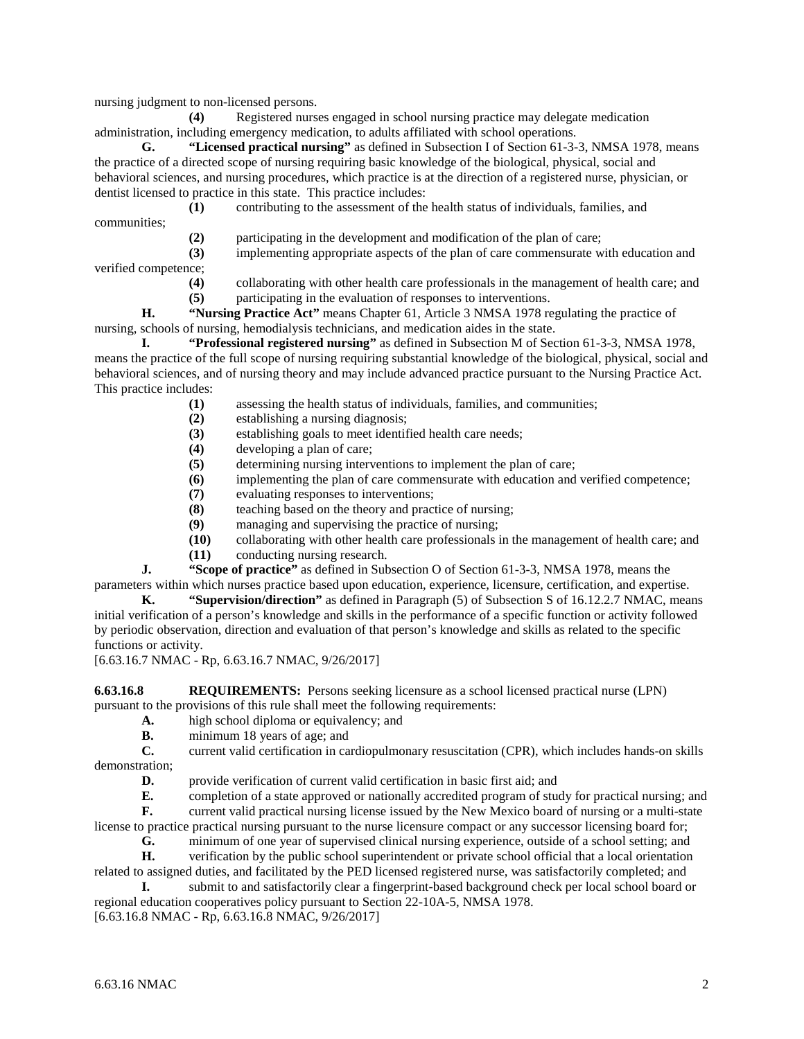nursing judgment to non-licensed persons.

**(4)** Registered nurses engaged in school nursing practice may delegate medication administration, including emergency medication, to adults affiliated with school operations.

**G. "Licensed practical nursing"** as defined in Subsection I of Section 61-3-3, NMSA 1978, means the practice of a directed scope of nursing requiring basic knowledge of the biological, physical, social and behavioral sciences, and nursing procedures, which practice is at the direction of a registered nurse, physician, or dentist licensed to practice in this state. This practice includes:

**(1)** contributing to the assessment of the health status of individuals, families, and communities;

**(2)** participating in the development and modification of the plan of care;

**(3)** implementing appropriate aspects of the plan of care commensurate with education and verified competence;

**(4)** collaborating with other health care professionals in the management of health care; and

**(5)** participating in the evaluation of responses to interventions.

**H. "Nursing Practice Act"** means Chapter 61, Article 3 NMSA 1978 regulating the practice of nursing, schools of nursing, hemodialysis technicians, and medication aides in the state.

**I. "Professional registered nursing"** as defined in Subsection M of Section 61-3-3, NMSA 1978, means the practice of the full scope of nursing requiring substantial knowledge of the biological, physical, social and behavioral sciences, and of nursing theory and may include advanced practice pursuant to the Nursing Practice Act. This practice includes:

**(1)** assessing the health status of individuals, families, and communities;

**(2)** establishing a nursing diagnosis;

**(3)** establishing goals to meet identified health care needs;

**(4)** developing a plan of care;

**(5)** determining nursing interventions to implement the plan of care;

**(6)** implementing the plan of care commensurate with education and verified competence;

**(7)** evaluating responses to interventions;

**(8)** teaching based on the theory and practice of nursing;

**(9)** managing and supervising the practice of nursing;

**(10)** collaborating with other health care professionals in the management of health care; and

**(11)** conducting nursing research.

**J. "Scope of practice"** as defined in Subsection O of Section 61-3-3, NMSA 1978, means the parameters within which nurses practice based upon education, experience, licensure, certification, and expertise.

**K. "Supervision/direction"** as defined in Paragraph (5) of Subsection S of 16.12.2.7 NMAC, means initial verification of a person's knowledge and skills in the performance of a specific function or activity followed by periodic observation, direction and evaluation of that person's knowledge and skills as related to the specific functions or activity.

[6.63.16.7 NMAC - Rp, 6.63.16.7 NMAC, 9/26/2017]

**6.63.16.8 REQUIREMENTS:** Persons seeking licensure as a school licensed practical nurse (LPN) pursuant to the provisions of this rule shall meet the following requirements:

**A.** high school diploma or equivalency; and

**B.** minimum 18 years of age; and

**C.** current valid certification in cardiopulmonary resuscitation (CPR), which includes hands-on skills demonstration;

**D.** provide verification of current valid certification in basic first aid; and

**E.** completion of a state approved or nationally accredited program of study for practical nursing; and

**F.** current valid practical nursing license issued by the New Mexico board of nursing or a multi-state license to practice practical nursing pursuant to the nurse licensure compact or any successor licensing board for;

**G.** minimum of one year of supervised clinical nursing experience, outside of a school setting; and

**H.** verification by the public school superintendent or private school official that a local orientation related to assigned duties, and facilitated by the PED licensed registered nurse, was satisfactorily completed; and

**I.** submit to and satisfactorily clear a fingerprint-based background check per local school board or regional education cooperatives policy pursuant to Section 22-10A-5, NMSA 1978.

[6.63.16.8 NMAC - Rp, 6.63.16.8 NMAC, 9/26/2017]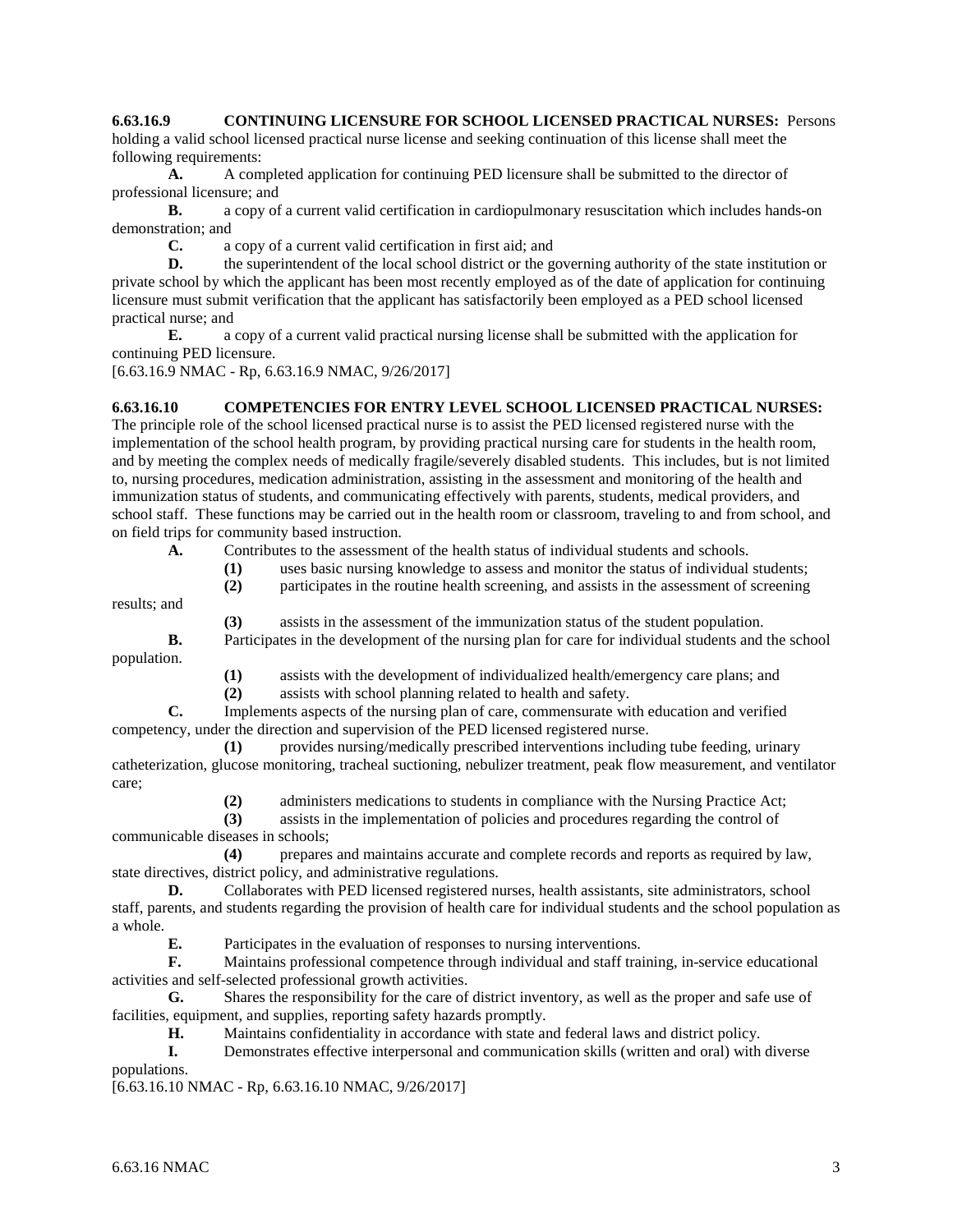**6.63.16.9 CONTINUING LICENSURE FOR SCHOOL LICENSED PRACTICAL NURSES:** Persons holding a valid school licensed practical nurse license and seeking continuation of this license shall meet the following requirements:

**A.** A completed application for continuing PED licensure shall be submitted to the director of professional licensure; and

**B.** a copy of a current valid certification in cardiopulmonary resuscitation which includes hands-on demonstration; and

**C.** a copy of a current valid certification in first aid; and

**D.** the superintendent of the local school district or the governing authority of the state institution or private school by which the applicant has been most recently employed as of the date of application for continuing licensure must submit verification that the applicant has satisfactorily been employed as a PED school licensed practical nurse; and

**E.** a copy of a current valid practical nursing license shall be submitted with the application for continuing PED licensure.

[6.63.16.9 NMAC - Rp, 6.63.16.9 NMAC, 9/26/2017]

**6.63.16.10 COMPETENCIES FOR ENTRY LEVEL SCHOOL LICENSED PRACTICAL NURSES:** The principle role of the school licensed practical nurse is to assist the PED licensed registered nurse with the implementation of the school health program, by providing practical nursing care for students in the health room, and by meeting the complex needs of medically fragile/severely disabled students. This includes, but is not limited to, nursing procedures, medication administration, assisting in the assessment and monitoring of the health and immunization status of students, and communicating effectively with parents, students, medical providers, and school staff. These functions may be carried out in the health room or classroom, traveling to and from school, and on field trips for community based instruction.

**A.** Contributes to the assessment of the health status of individual students and schools.

**(1)** uses basic nursing knowledge to assess and monitor the status of individual students;

**(2)** participates in the routine health screening, and assists in the assessment of screening results; and

**(3)** assists in the assessment of the immunization status of the student population.

**B.** Participates in the development of the nursing plan for care for individual students and the school population.

**(1)** assists with the development of individualized health/emergency care plans; and

**(2)** assists with school planning related to health and safety.

**C.** Implements aspects of the nursing plan of care, commensurate with education and verified competency, under the direction and supervision of the PED licensed registered nurse.

**(1)** provides nursing/medically prescribed interventions including tube feeding, urinary catheterization, glucose monitoring, tracheal suctioning, nebulizer treatment, peak flow measurement, and ventilator care;

**(2)** administers medications to students in compliance with the Nursing Practice Act;

**(3)** assists in the implementation of policies and procedures regarding the control of communicable diseases in schools;

**(4)** prepares and maintains accurate and complete records and reports as required by law, state directives, district policy, and administrative regulations.

**D.** Collaborates with PED licensed registered nurses, health assistants, site administrators, school staff, parents, and students regarding the provision of health care for individual students and the school population as a whole.

**E.** Participates in the evaluation of responses to nursing interventions.

**F.** Maintains professional competence through individual and staff training, in-service educational activities and self-selected professional growth activities.

**G.** Shares the responsibility for the care of district inventory, as well as the proper and safe use of facilities, equipment, and supplies, reporting safety hazards promptly.

**H.** Maintains confidentiality in accordance with state and federal laws and district policy.

**I.** Demonstrates effective interpersonal and communication skills (written and oral) with diverse populations.

[6.63.16.10 NMAC - Rp, 6.63.16.10 NMAC, 9/26/2017]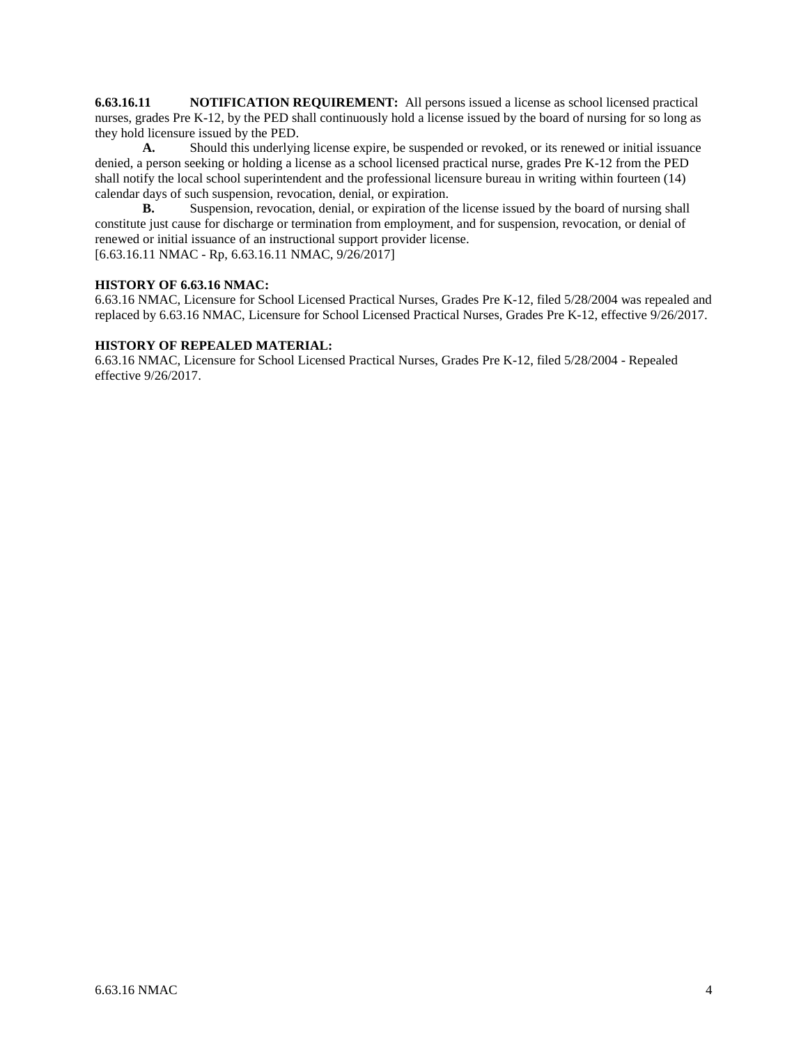**6.63.16.11 NOTIFICATION REQUIREMENT:** All persons issued a license as school licensed practical nurses, grades Pre K-12, by the PED shall continuously hold a license issued by the board of nursing for so long as they hold licensure issued by the PED.

**A.** Should this underlying license expire, be suspended or revoked, or its renewed or initial issuance denied, a person seeking or holding a license as a school licensed practical nurse, grades Pre K-12 from the PED shall notify the local school superintendent and the professional licensure bureau in writing within fourteen (14) calendar days of such suspension, revocation, denial, or expiration.

**B.** Suspension, revocation, denial, or expiration of the license issued by the board of nursing shall constitute just cause for discharge or termination from employment, and for suspension, revocation, or denial of renewed or initial issuance of an instructional support provider license.

[6.63.16.11 NMAC - Rp, 6.63.16.11 NMAC, 9/26/2017]

**HISTORY OF 6.63.16 NMAC:**

6.63.16 NMAC, Licensure for School Licensed Practical Nurses, Grades Pre K-12, filed 5/28/2004 was repealed and replaced by 6.63.16 NMAC, Licensure for School Licensed Practical Nurses, Grades Pre K-12, effective 9/26/2017.

**HISTORY OF REPEALED MATERIAL:**

6.63.16 NMAC, Licensure for School Licensed Practical Nurses, Grades Pre K-12, filed 5/28/2004 - Repealed effective 9/26/2017.